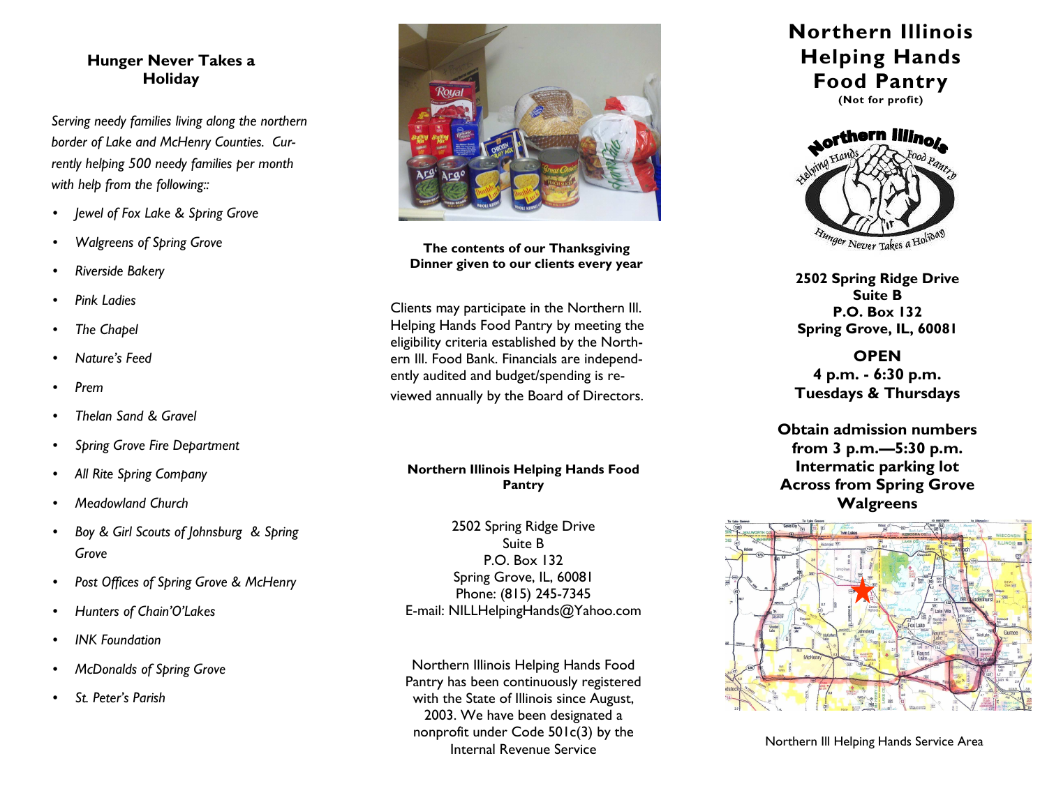## Hunger Never Takes a Holiday

*Serving needy families living along the northern border of Lake and McHenry Counties. Currently helping 500 needy families per month with help from the following::*

- *Jewel of Fox Lake & Spring Grove*
- *Walgreens of Spring Grove*
- *Riverside Bakery*
- *Pink Ladies*
- *The Chapel*
- *Nature's Feed*
- *Prem*
- *Thelan Sand & Gravel*
- *Spring Grove Fire Department*
- *All Rite Spring Company*
- *Meadowland Church*
- *Boy & Girl Scouts of Johnsburg & Spring Grove*
- *Post Offices of Spring Grove & McHenry*
- *Hunters of Chain'O'Lakes*
- *INK Foundation*
- *McDonalds of Spring Grove*
- *St. Peter's Parish*

**The contents of our Thanksgiving Dinner given to our clients every year**

Clients may participate in the Northern Ill. Helping Hands Food Pantry by meeting the eligibility criteria established by the Northern Ill. Food Bank. Financials are independently audited and budget/spending is reviewed annually by the Board of Directors.

**Northern Illinois Helping Hands Food Pantry**

2502 Spring Ridge Drive
Suite B
P.O. Box 132
Spring Grove, IL, 60081
Phone: (815) 245-7345
E-mail: NILLHelpingHands@Yahoo.com

Northern Illinois Helping Hands Food Pantry has been continuously registered with the State of Illinois since August, 2003. We have been designated a nonprofit under Code 501c(3) by the Internal Revenue Service

# Northern Illinois Helping Hands Food Pantry

**(Not for profit)**

Northern Illinois Helping Hands Food Pantry
Hunger Never Takes a Holiday

**2502 Spring Ridge Drive**
**Suite B**
**P.O. Box 132**
**Spring Grove, IL, 60081**

**OPEN**
**4 p.m. - 6:30 p.m.**
**Tuesdays & Thursdays**

**Obtain admission numbers from 3 p.m.—5:30 p.m.**
**Intermatic parking lot**
**Across from Spring Grove Walgreens**

Northern Ill Helping Hands Service Area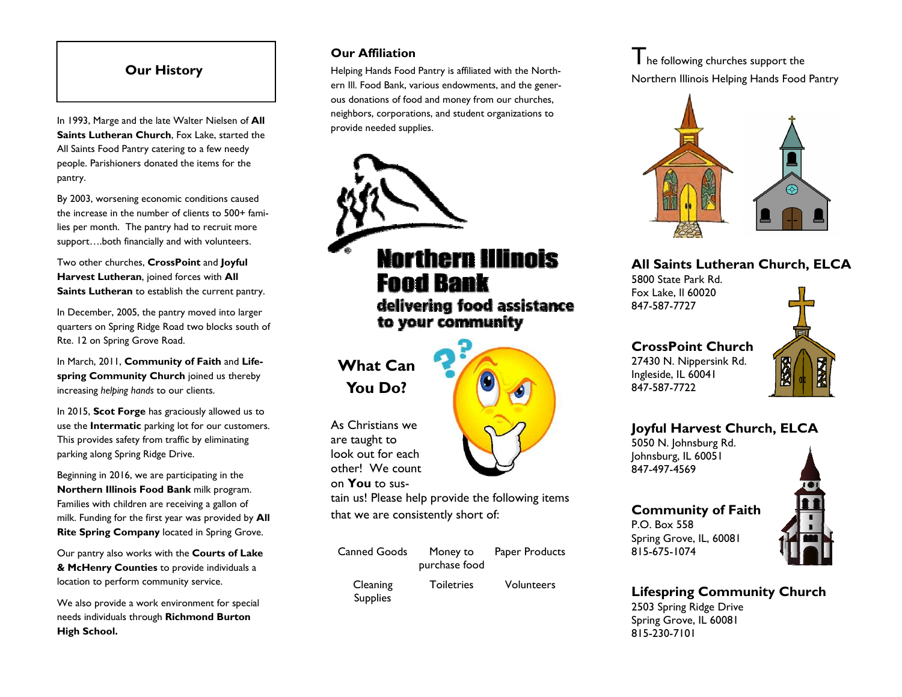## Our History

In 1993, Marge and the late Walter Nielsen of **All Saints Lutheran Church**, Fox Lake, started the All Saints Food Pantry catering to a few needy people. Parishioners donated the items for the pantry.

By 2003, worsening economic conditions caused the increase in the number of clients to 500+ families per month. The pantry had to recruit more support….both financially and with volunteers.

Two other churches, **CrossPoint** and **Joyful Harvest Lutheran**, joined forces with **All Saints Lutheran** to establish the current pantry.

In December, 2005, the pantry moved into larger quarters on Spring Ridge Road two blocks south of Rte. 12 on Spring Grove Road.

In March, 2011, **Community of Faith** and **Lifespring Community Church** joined us thereby increasing *helping hands* to our clients.

In 2015, **Scot Forge** has graciously allowed us to use the **Intermatic** parking lot for our customers. This provides safety from traffic by eliminating parking along Spring Ridge Drive.

Beginning in 2016, we are participating in the **Northern Illinois Food Bank** milk program. Families with children are receiving a gallon of milk. Funding for the first year was provided by **All Rite Spring Company** located in Spring Grove.

Our pantry also works with the **Courts of Lake & McHenry Counties** to provide individuals a location to perform community service.

We also provide a work environment for special needs individuals through **Richmond Burton High School.**

### Our Affiliation

Helping Hands Food Pantry is affiliated with the Northern Ill. Food Bank, various endowments, and the generous donations of food and money from our churches, neighbors, corporations, and student organizations to provide needed supplies.

**Northern Illinois Food Bank**
**delivering food assistance to your community**

## What Can You Do?

As Christians we are taught to look out for each other! We count on **You** to sustain us! Please help provide the following items that we are consistently short of:

| | | |
|---|---|---|
| Canned Goods | Money to purchase food | Paper Products |
| Cleaning Supplies | Toiletries | Volunteers |

The following churches support the Northern Illinois Helping Hands Food Pantry

### All Saints Lutheran Church, ELCA
5800 State Park Rd.
Fox Lake, Il 60020
847-587-7727

### CrossPoint Church
27430 N. Nippersink Rd.
Ingleside, IL 60041
847-587-7722

### Joyful Harvest Church, ELCA
5050 N. Johnsburg Rd.
Johnsburg, IL 60051
847-497-4569

### Community of Faith
P.O. Box 558
Spring Grove, IL, 60081
815-675-1074

### Lifespring Community Church
2503 Spring Ridge Drive
Spring Grove, IL 60081
815-230-7101